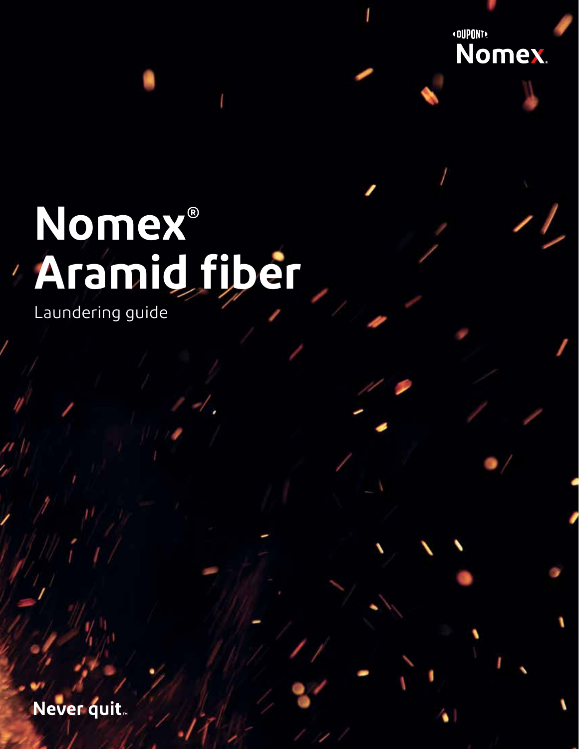DUPONT

Nomex.

# Nomex® Aramid fiber

Laundering guide

Never quit™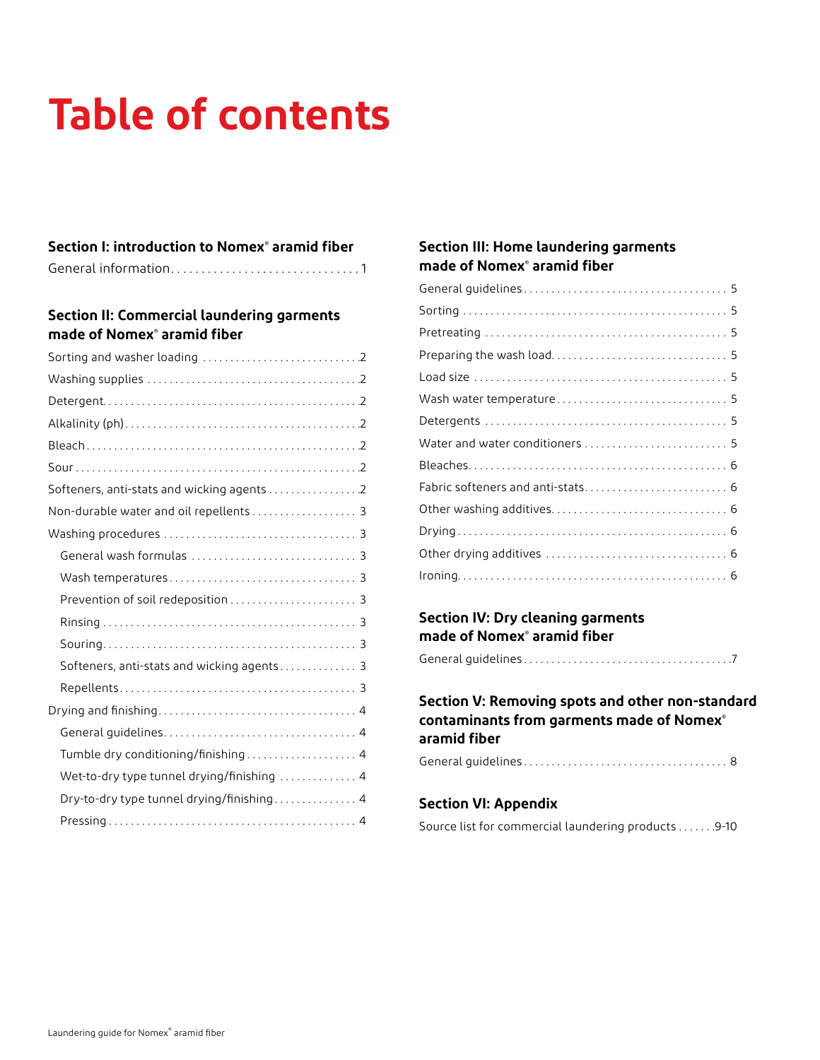# Table of contents

## Section I: introduction to Nomex® aramid fiber

General information . . . . . . . . . . . . . . . . . . . . . . . . . . . . . . . 1

## Section II: Commercial laundering garments made of Nomex® aramid fiber

- Sorting and washer loading . . . . . . . . . . . . . . . . . . . . . . . . . . . 2
- Washing supplies . . . . . . . . . . . . . . . . . . . . . . . . . . . . . . . . . . 2
- Detergent . . . . . . . . . . . . . . . . . . . . . . . . . . . . . . . . . . . . . . . 2
- Alkalinity (ph) . . . . . . . . . . . . . . . . . . . . . . . . . . . . . . . . . . . . 2
- Bleach . . . . . . . . . . . . . . . . . . . . . . . . . . . . . . . . . . . . . . . . . 2
- Sour . . . . . . . . . . . . . . . . . . . . . . . . . . . . . . . . . . . . . . . . . . 2
- Softeners, anti-stats and wicking agents . . . . . . . . . . . . . . . . 2
- Non-durable water and oil repellents . . . . . . . . . . . . . . . . . . 3
- Washing procedures . . . . . . . . . . . . . . . . . . . . . . . . . . . . . . . 3
  - General wash formulas . . . . . . . . . . . . . . . . . . . . . . . . . . . 3
  - Wash temperatures . . . . . . . . . . . . . . . . . . . . . . . . . . . . . 3
  - Prevention of soil redeposition . . . . . . . . . . . . . . . . . . . . . 3
  - Rinsing . . . . . . . . . . . . . . . . . . . . . . . . . . . . . . . . . . . . . . 3
  - Souring . . . . . . . . . . . . . . . . . . . . . . . . . . . . . . . . . . . . . 3
  - Softeners, anti-stats and wicking agents . . . . . . . . . . . . . 3
  - Repellents . . . . . . . . . . . . . . . . . . . . . . . . . . . . . . . . . . . 3
- Drying and finishing . . . . . . . . . . . . . . . . . . . . . . . . . . . . . . . 4
  - General guidelines . . . . . . . . . . . . . . . . . . . . . . . . . . . . . 4
  - Tumble dry conditioning/finishing . . . . . . . . . . . . . . . . . . 4
  - Wet-to-dry type tunnel drying/finishing . . . . . . . . . . . . . 4
  - Dry-to-dry type tunnel drying/finishing . . . . . . . . . . . . . . 4
  - Pressing . . . . . . . . . . . . . . . . . . . . . . . . . . . . . . . . . . . . . 4

## Section III: Home laundering garments made of Nomex® aramid fiber

- General guidelines . . . . . . . . . . . . . . . . . . . . . . . . . . . . . . . . 5
- Sorting . . . . . . . . . . . . . . . . . . . . . . . . . . . . . . . . . . . . . . . . 5
- Pretreating . . . . . . . . . . . . . . . . . . . . . . . . . . . . . . . . . . . . . 5
- Preparing the wash load . . . . . . . . . . . . . . . . . . . . . . . . . . . . 5
- Load size . . . . . . . . . . . . . . . . . . . . . . . . . . . . . . . . . . . . . . . 5
- Wash water temperature . . . . . . . . . . . . . . . . . . . . . . . . . . . 5
- Detergents . . . . . . . . . . . . . . . . . . . . . . . . . . . . . . . . . . . . . 5
- Water and water conditioners . . . . . . . . . . . . . . . . . . . . . . . 5
- Bleaches . . . . . . . . . . . . . . . . . . . . . . . . . . . . . . . . . . . . . . . 6
- Fabric softeners and anti-stats . . . . . . . . . . . . . . . . . . . . . . 6
- Other washing additives . . . . . . . . . . . . . . . . . . . . . . . . . . . 6
- Drying . . . . . . . . . . . . . . . . . . . . . . . . . . . . . . . . . . . . . . . . . 6
- Other drying additives . . . . . . . . . . . . . . . . . . . . . . . . . . . . . 6
- Ironing . . . . . . . . . . . . . . . . . . . . . . . . . . . . . . . . . . . . . . . . 6

## Section IV: Dry cleaning garments made of Nomex® aramid fiber

General guidelines . . . . . . . . . . . . . . . . . . . . . . . . . . . . . . . . 7

## Section V: Removing spots and other non-standard contaminants from garments made of Nomex® aramid fiber

General guidelines . . . . . . . . . . . . . . . . . . . . . . . . . . . . . . . . 8

## Section VI: Appendix

Source list for commercial laundering products . . . . . . . 9-10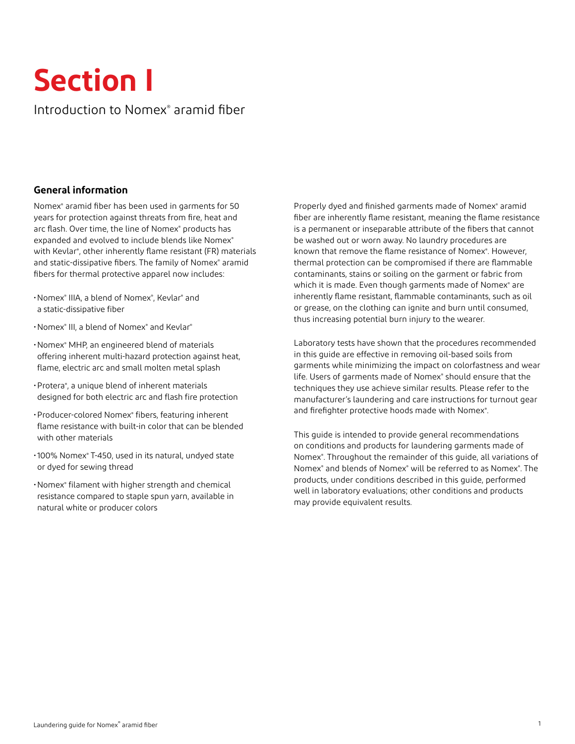# Section I

Introduction to Nomex® aramid fiber

## General information

Nomex® aramid fiber has been used in garments for 50 years for protection against threats from fire, heat and arc flash. Over time, the line of Nomex® products has expanded and evolved to include blends like Nomex® with Kevlar®, other inherently flame resistant (FR) materials and static-dissipative fibers. The family of Nomex® aramid fibers for thermal protective apparel now includes:

- Nomex® IIIA, a blend of Nomex®, Kevlar® and a static-dissipative fiber
- Nomex® III, a blend of Nomex® and Kevlar®
- Nomex® MHP, an engineered blend of materials offering inherent multi-hazard protection against heat, flame, electric arc and small molten metal splash
- Protera®, a unique blend of inherent materials designed for both electric arc and flash fire protection
- Producer-colored Nomex® fibers, featuring inherent flame resistance with built-in color that can be blended with other materials
- 100% Nomex® T-450, used in its natural, undyed state or dyed for sewing thread
- Nomex® filament with higher strength and chemical resistance compared to staple spun yarn, available in natural white or producer colors

Properly dyed and finished garments made of Nomex® aramid fiber are inherently flame resistant, meaning the flame resistance is a permanent or inseparable attribute of the fibers that cannot be washed out or worn away. No laundry procedures are known that remove the flame resistance of Nomex®. However, thermal protection can be compromised if there are flammable contaminants, stains or soiling on the garment or fabric from which it is made. Even though garments made of Nomex® are inherently flame resistant, flammable contaminants, such as oil or grease, on the clothing can ignite and burn until consumed, thus increasing potential burn injury to the wearer.

Laboratory tests have shown that the procedures recommended in this guide are effective in removing oil-based soils from garments while minimizing the impact on colorfastness and wear life. Users of garments made of Nomex® should ensure that the techniques they use achieve similar results. Please refer to the manufacturer's laundering and care instructions for turnout gear and firefighter protective hoods made with Nomex®.

This guide is intended to provide general recommendations on conditions and products for laundering garments made of Nomex®. Throughout the remainder of this guide, all variations of Nomex® and blends of Nomex® will be referred to as Nomex®. The products, under conditions described in this guide, performed well in laboratory evaluations; other conditions and products may provide equivalent results.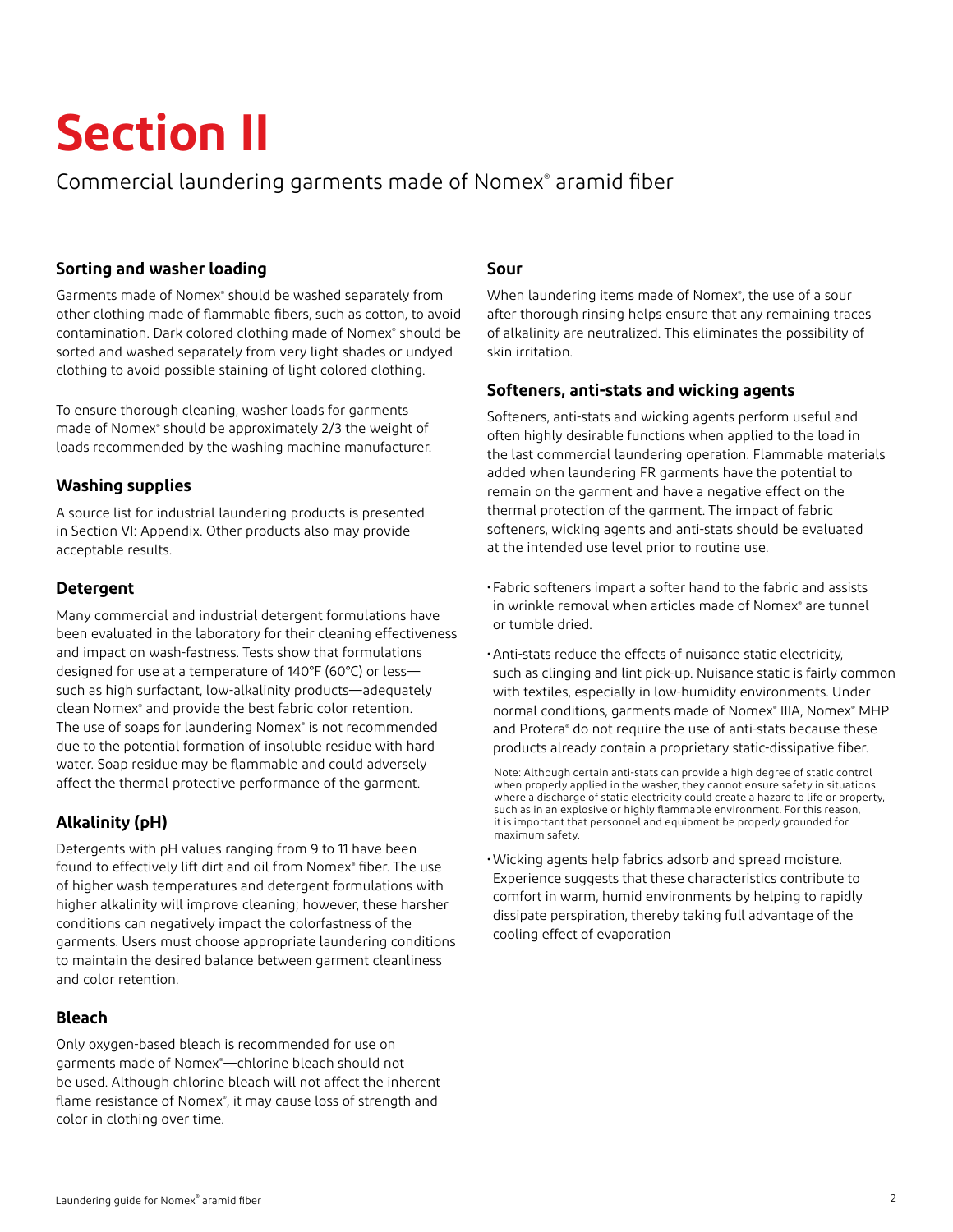# Section II

Commercial laundering garments made of Nomex® aramid fiber

## Sorting and washer loading

Garments made of Nomex® should be washed separately from other clothing made of flammable fibers, such as cotton, to avoid contamination. Dark colored clothing made of Nomex® should be sorted and washed separately from very light shades or undyed clothing to avoid possible staining of light colored clothing.

To ensure thorough cleaning, washer loads for garments made of Nomex® should be approximately 2/3 the weight of loads recommended by the washing machine manufacturer.

## Washing supplies

A source list for industrial laundering products is presented in Section VI: Appendix. Other products also may provide acceptable results.

## Detergent

Many commercial and industrial detergent formulations have been evaluated in the laboratory for their cleaning effectiveness and impact on wash-fastness. Tests show that formulations designed for use at a temperature of 140°F (60°C) or less—such as high surfactant, low-alkalinity products—adequately clean Nomex® and provide the best fabric color retention. The use of soaps for laundering Nomex® is not recommended due to the potential formation of insoluble residue with hard water. Soap residue may be flammable and could adversely affect the thermal protective performance of the garment.

## Alkalinity (pH)

Detergents with pH values ranging from 9 to 11 have been found to effectively lift dirt and oil from Nomex® fiber. The use of higher wash temperatures and detergent formulations with higher alkalinity will improve cleaning; however, these harsher conditions can negatively impact the colorfastness of the garments. Users must choose appropriate laundering conditions to maintain the desired balance between garment cleanliness and color retention.

## Bleach

Only oxygen-based bleach is recommended for use on garments made of Nomex®—chlorine bleach should not be used. Although chlorine bleach will not affect the inherent flame resistance of Nomex®, it may cause loss of strength and color in clothing over time.

## Sour

When laundering items made of Nomex®, the use of a sour after thorough rinsing helps ensure that any remaining traces of alkalinity are neutralized. This eliminates the possibility of skin irritation.

## Softeners, anti-stats and wicking agents

Softeners, anti-stats and wicking agents perform useful and often highly desirable functions when applied to the load in the last commercial laundering operation. Flammable materials added when laundering FR garments have the potential to remain on the garment and have a negative effect on the thermal protection of the garment. The impact of fabric softeners, wicking agents and anti-stats should be evaluated at the intended use level prior to routine use.

- Fabric softeners impart a softer hand to the fabric and assists in wrinkle removal when articles made of Nomex® are tunnel or tumble dried.
- Anti-stats reduce the effects of nuisance static electricity, such as clinging and lint pick-up. Nuisance static is fairly common with textiles, especially in low-humidity environments. Under normal conditions, garments made of Nomex® IIIA, Nomex® MHP and Protera® do not require the use of anti-stats because these products already contain a proprietary static-dissipative fiber.

  Note: Although certain anti-stats can provide a high degree of static control when properly applied in the washer, they cannot ensure safety in situations where a discharge of static electricity could create a hazard to life or property, such as in an explosive or highly flammable environment. For this reason, it is important that personnel and equipment be properly grounded for maximum safety.

- Wicking agents help fabrics adsorb and spread moisture. Experience suggests that these characteristics contribute to comfort in warm, humid environments by helping to rapidly dissipate perspiration, thereby taking full advantage of the cooling effect of evaporation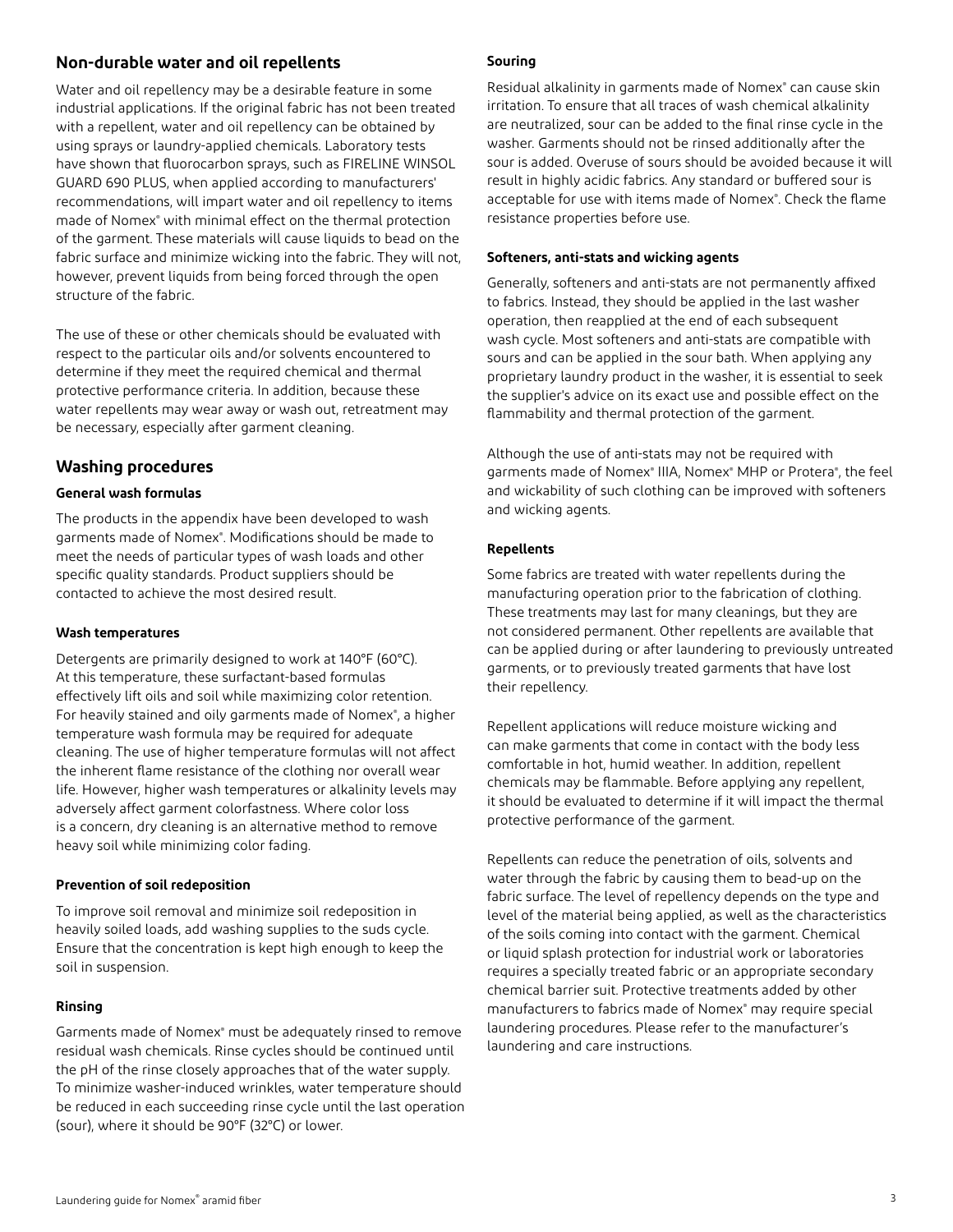## Non-durable water and oil repellents

Water and oil repellency may be a desirable feature in some industrial applications. If the original fabric has not been treated with a repellent, water and oil repellency can be obtained by using sprays or laundry-applied chemicals. Laboratory tests have shown that fluorocarbon sprays, such as FIRELINE WINSOL GUARD 690 PLUS, when applied according to manufacturers' recommendations, will impart water and oil repellency to items made of Nomex® with minimal effect on the thermal protection of the garment. These materials will cause liquids to bead on the fabric surface and minimize wicking into the fabric. They will not, however, prevent liquids from being forced through the open structure of the fabric.

The use of these or other chemicals should be evaluated with respect to the particular oils and/or solvents encountered to determine if they meet the required chemical and thermal protective performance criteria. In addition, because these water repellents may wear away or wash out, retreatment may be necessary, especially after garment cleaning.

## Washing procedures

### General wash formulas

The products in the appendix have been developed to wash garments made of Nomex®. Modifications should be made to meet the needs of particular types of wash loads and other specific quality standards. Product suppliers should be contacted to achieve the most desired result.

### Wash temperatures

Detergents are primarily designed to work at 140°F (60°C). At this temperature, these surfactant-based formulas effectively lift oils and soil while maximizing color retention. For heavily stained and oily garments made of Nomex®, a higher temperature wash formula may be required for adequate cleaning. The use of higher temperature formulas will not affect the inherent flame resistance of the clothing nor overall wear life. However, higher wash temperatures or alkalinity levels may adversely affect garment colorfastness. Where color loss is a concern, dry cleaning is an alternative method to remove heavy soil while minimizing color fading.

### Prevention of soil redeposition

To improve soil removal and minimize soil redeposition in heavily soiled loads, add washing supplies to the suds cycle. Ensure that the concentration is kept high enough to keep the soil in suspension.

### Rinsing

Garments made of Nomex® must be adequately rinsed to remove residual wash chemicals. Rinse cycles should be continued until the pH of the rinse closely approaches that of the water supply. To minimize washer-induced wrinkles, water temperature should be reduced in each succeeding rinse cycle until the last operation (sour), where it should be 90°F (32°C) or lower.

### Souring

Residual alkalinity in garments made of Nomex® can cause skin irritation. To ensure that all traces of wash chemical alkalinity are neutralized, sour can be added to the final rinse cycle in the washer. Garments should not be rinsed additionally after the sour is added. Overuse of sours should be avoided because it will result in highly acidic fabrics. Any standard or buffered sour is acceptable for use with items made of Nomex®. Check the flame resistance properties before use.

### Softeners, anti-stats and wicking agents

Generally, softeners and anti-stats are not permanently affixed to fabrics. Instead, they should be applied in the last washer operation, then reapplied at the end of each subsequent wash cycle. Most softeners and anti-stats are compatible with sours and can be applied in the sour bath. When applying any proprietary laundry product in the washer, it is essential to seek the supplier's advice on its exact use and possible effect on the flammability and thermal protection of the garment.

Although the use of anti-stats may not be required with garments made of Nomex® IIIA, Nomex® MHP or Protera®, the feel and wickability of such clothing can be improved with softeners and wicking agents.

### Repellents

Some fabrics are treated with water repellents during the manufacturing operation prior to the fabrication of clothing. These treatments may last for many cleanings, but they are not considered permanent. Other repellents are available that can be applied during or after laundering to previously untreated garments, or to previously treated garments that have lost their repellency.

Repellent applications will reduce moisture wicking and can make garments that come in contact with the body less comfortable in hot, humid weather. In addition, repellent chemicals may be flammable. Before applying any repellent, it should be evaluated to determine if it will impact the thermal protective performance of the garment.

Repellents can reduce the penetration of oils, solvents and water through the fabric by causing them to bead-up on the fabric surface. The level of repellency depends on the type and level of the material being applied, as well as the characteristics of the soils coming into contact with the garment. Chemical or liquid splash protection for industrial work or laboratories requires a specially treated fabric or an appropriate secondary chemical barrier suit. Protective treatments added by other manufacturers to fabrics made of Nomex® may require special laundering procedures. Please refer to the manufacturer's laundering and care instructions.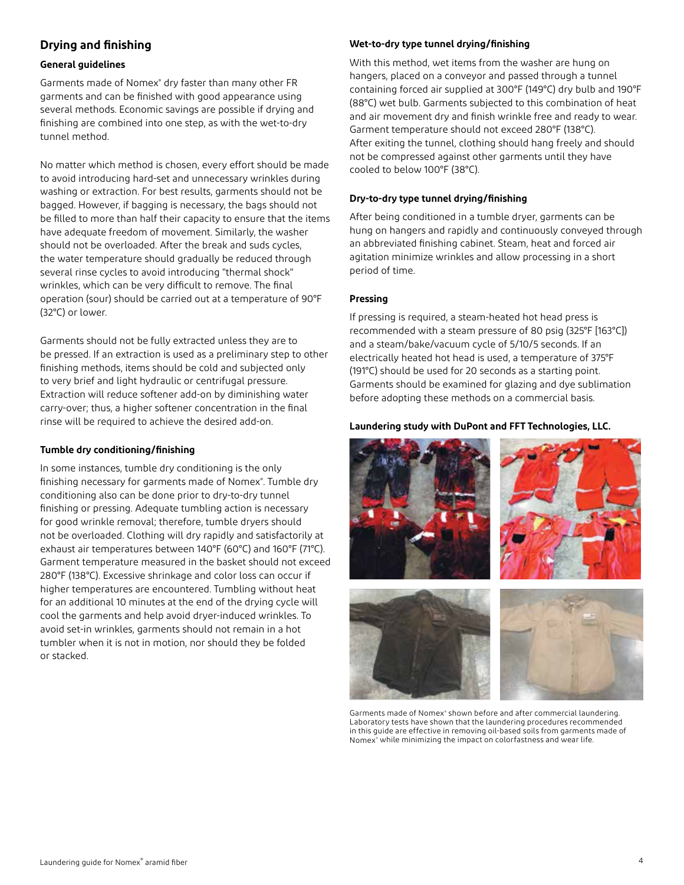## Drying and finishing

### General guidelines

Garments made of Nomex® dry faster than many other FR garments and can be finished with good appearance using several methods. Economic savings are possible if drying and finishing are combined into one step, as with the wet-to-dry tunnel method.

No matter which method is chosen, every effort should be made to avoid introducing hard-set and unnecessary wrinkles during washing or extraction. For best results, garments should not be bagged. However, if bagging is necessary, the bags should not be filled to more than half their capacity to ensure that the items have adequate freedom of movement. Similarly, the washer should not be overloaded. After the break and suds cycles, the water temperature should gradually be reduced through several rinse cycles to avoid introducing "thermal shock" wrinkles, which can be very difficult to remove. The final operation (sour) should be carried out at a temperature of 90°F (32°C) or lower.

Garments should not be fully extracted unless they are to be pressed. If an extraction is used as a preliminary step to other finishing methods, items should be cold and subjected only to very brief and light hydraulic or centrifugal pressure. Extraction will reduce softener add-on by diminishing water carry-over; thus, a higher softener concentration in the final rinse will be required to achieve the desired add-on.

### Tumble dry conditioning/finishing

In some instances, tumble dry conditioning is the only finishing necessary for garments made of Nomex®. Tumble dry conditioning also can be done prior to dry-to-dry tunnel finishing or pressing. Adequate tumbling action is necessary for good wrinkle removal; therefore, tumble dryers should not be overloaded. Clothing will dry rapidly and satisfactorily at exhaust air temperatures between 140°F (60°C) and 160°F (71°C). Garment temperature measured in the basket should not exceed 280°F (138°C). Excessive shrinkage and color loss can occur if higher temperatures are encountered. Tumbling without heat for an additional 10 minutes at the end of the drying cycle will cool the garments and help avoid dryer-induced wrinkles. To avoid set-in wrinkles, garments should not remain in a hot tumbler when it is not in motion, nor should they be folded or stacked.

### Wet-to-dry type tunnel drying/finishing

With this method, wet items from the washer are hung on hangers, placed on a conveyor and passed through a tunnel containing forced air supplied at 300°F (149°C) dry bulb and 190°F (88°C) wet bulb. Garments subjected to this combination of heat and air movement dry and finish wrinkle free and ready to wear. Garment temperature should not exceed 280°F (138°C). After exiting the tunnel, clothing should hang freely and should not be compressed against other garments until they have cooled to below 100°F (38°C).

### Dry-to-dry type tunnel drying/finishing

After being conditioned in a tumble dryer, garments can be hung on hangers and rapidly and continuously conveyed through an abbreviated finishing cabinet. Steam, heat and forced air agitation minimize wrinkles and allow processing in a short period of time.

### Pressing

If pressing is required, a steam-heated hot head press is recommended with a steam pressure of 80 psig (325°F [163°C]) and a steam/bake/vacuum cycle of 5/10/5 seconds. If an electrically heated hot head is used, a temperature of 375°F (191°C) should be used for 20 seconds as a starting point. Garments should be examined for glazing and dye sublimation before adopting these methods on a commercial basis.

### Laundering study with DuPont and FFT Technologies, LLC.

Garments made of Nomex® shown before and after commercial laundering. Laboratory tests have shown that the laundering procedures recommended in this guide are effective in removing oil-based soils from garments made of Nomex® while minimizing the impact on colorfastness and wear life.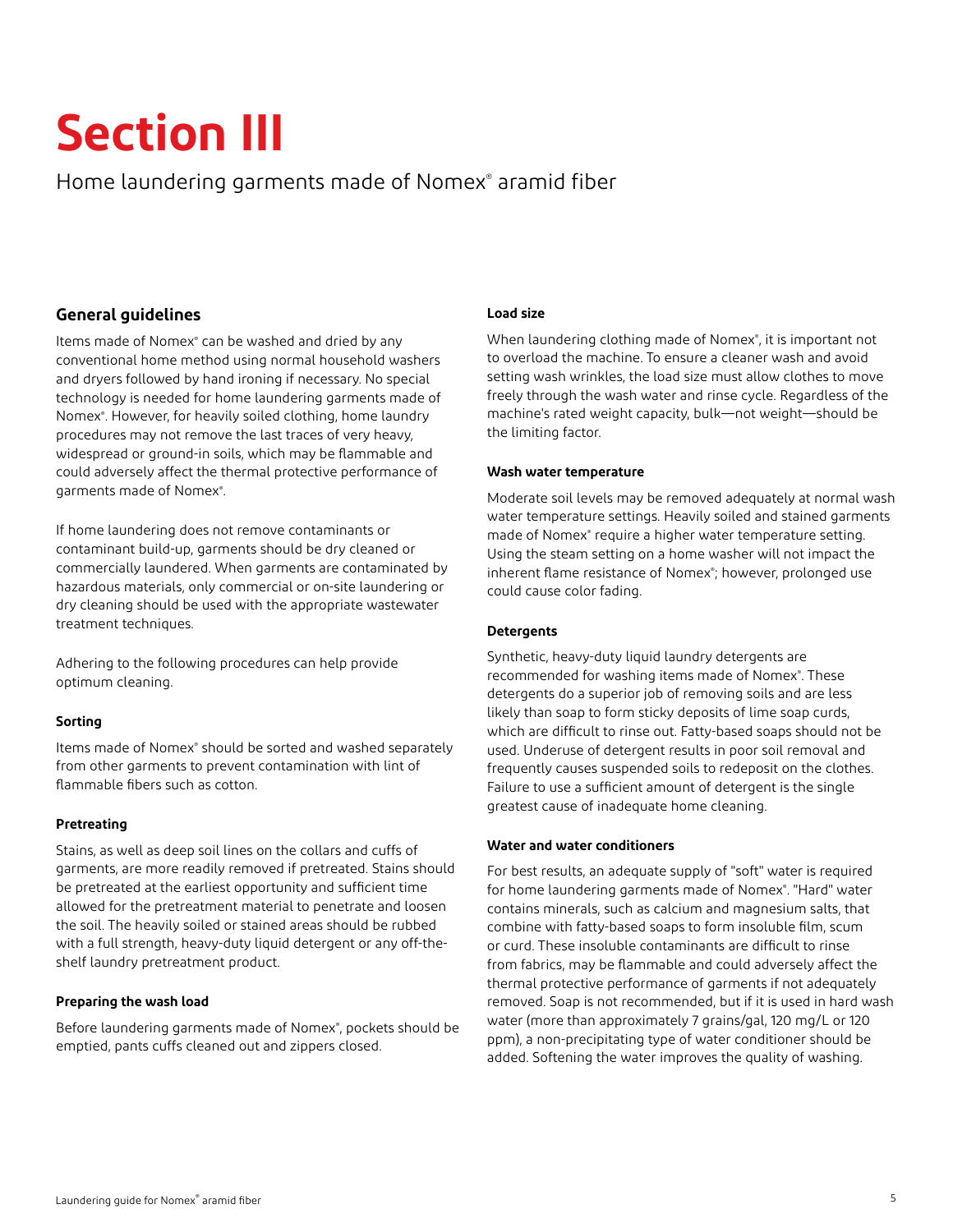# Section III

Home laundering garments made of Nomex® aramid fiber

## General guidelines

Items made of Nomex® can be washed and dried by any conventional home method using normal household washers and dryers followed by hand ironing if necessary. No special technology is needed for home laundering garments made of Nomex®. However, for heavily soiled clothing, home laundry procedures may not remove the last traces of very heavy, widespread or ground-in soils, which may be flammable and could adversely affect the thermal protective performance of garments made of Nomex®.

If home laundering does not remove contaminants or contaminant build-up, garments should be dry cleaned or commercially laundered. When garments are contaminated by hazardous materials, only commercial or on-site laundering or dry cleaning should be used with the appropriate wastewater treatment techniques.

Adhering to the following procedures can help provide optimum cleaning.

**Sorting**

Items made of Nomex® should be sorted and washed separately from other garments to prevent contamination with lint of flammable fibers such as cotton.

**Pretreating**

Stains, as well as deep soil lines on the collars and cuffs of garments, are more readily removed if pretreated. Stains should be pretreated at the earliest opportunity and sufficient time allowed for the pretreatment material to penetrate and loosen the soil. The heavily soiled or stained areas should be rubbed with a full strength, heavy-duty liquid detergent or any off-the-shelf laundry pretreatment product.

**Preparing the wash load**

Before laundering garments made of Nomex®, pockets should be emptied, pants cuffs cleaned out and zippers closed.

**Load size**

When laundering clothing made of Nomex®, it is important not to overload the machine. To ensure a cleaner wash and avoid setting wash wrinkles, the load size must allow clothes to move freely through the wash water and rinse cycle. Regardless of the machine's rated weight capacity, bulk—not weight—should be the limiting factor.

**Wash water temperature**

Moderate soil levels may be removed adequately at normal wash water temperature settings. Heavily soiled and stained garments made of Nomex® require a higher water temperature setting. Using the steam setting on a home washer will not impact the inherent flame resistance of Nomex®; however, prolonged use could cause color fading.

**Detergents**

Synthetic, heavy-duty liquid laundry detergents are recommended for washing items made of Nomex®. These detergents do a superior job of removing soils and are less likely than soap to form sticky deposits of lime soap curds, which are difficult to rinse out. Fatty-based soaps should not be used. Underuse of detergent results in poor soil removal and frequently causes suspended soils to redeposit on the clothes. Failure to use a sufficient amount of detergent is the single greatest cause of inadequate home cleaning.

**Water and water conditioners**

For best results, an adequate supply of "soft" water is required for home laundering garments made of Nomex®. "Hard" water contains minerals, such as calcium and magnesium salts, that combine with fatty-based soaps to form insoluble film, scum or curd. These insoluble contaminants are difficult to rinse from fabrics, may be flammable and could adversely affect the thermal protective performance of garments if not adequately removed. Soap is not recommended, but if it is used in hard wash water (more than approximately 7 grains/gal, 120 mg/L or 120 ppm), a non-precipitating type of water conditioner should be added. Softening the water improves the quality of washing.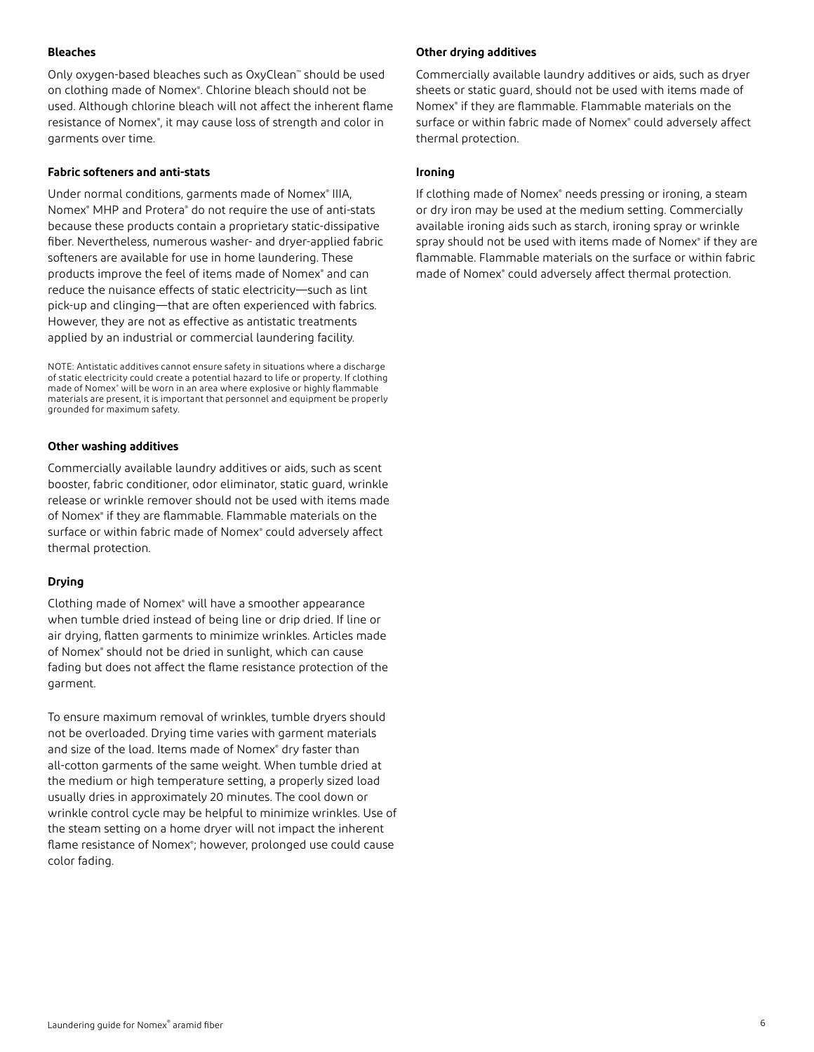### Bleaches

Only oxygen-based bleaches such as OxyClean™ should be used on clothing made of Nomex®. Chlorine bleach should not be used. Although chlorine bleach will not affect the inherent flame resistance of Nomex®, it may cause loss of strength and color in garments over time.

### Fabric softeners and anti-stats

Under normal conditions, garments made of Nomex® IIIA, Nomex® MHP and Protera® do not require the use of anti-stats because these products contain a proprietary static-dissipative fiber. Nevertheless, numerous washer- and dryer-applied fabric softeners are available for use in home laundering. These products improve the feel of items made of Nomex® and can reduce the nuisance effects of static electricity—such as lint pick-up and clinging—that are often experienced with fabrics. However, they are not as effective as antistatic treatments applied by an industrial or commercial laundering facility.

NOTE: Antistatic additives cannot ensure safety in situations where a discharge of static electricity could create a potential hazard to life or property. If clothing made of Nomex® will be worn in an area where explosive or highly flammable materials are present, it is important that personnel and equipment be properly grounded for maximum safety.

### Other washing additives

Commercially available laundry additives or aids, such as scent booster, fabric conditioner, odor eliminator, static guard, wrinkle release or wrinkle remover should not be used with items made of Nomex® if they are flammable. Flammable materials on the surface or within fabric made of Nomex® could adversely affect thermal protection.

### Drying

Clothing made of Nomex® will have a smoother appearance when tumble dried instead of being line or drip dried. If line or air drying, flatten garments to minimize wrinkles. Articles made of Nomex® should not be dried in sunlight, which can cause fading but does not affect the flame resistance protection of the garment.

To ensure maximum removal of wrinkles, tumble dryers should not be overloaded. Drying time varies with garment materials and size of the load. Items made of Nomex® dry faster than all-cotton garments of the same weight. When tumble dried at the medium or high temperature setting, a properly sized load usually dries in approximately 20 minutes. The cool down or wrinkle control cycle may be helpful to minimize wrinkles. Use of the steam setting on a home dryer will not impact the inherent flame resistance of Nomex®; however, prolonged use could cause color fading.

### Other drying additives

Commercially available laundry additives or aids, such as dryer sheets or static guard, should not be used with items made of Nomex® if they are flammable. Flammable materials on the surface or within fabric made of Nomex® could adversely affect thermal protection.

### Ironing

If clothing made of Nomex® needs pressing or ironing, a steam or dry iron may be used at the medium setting. Commercially available ironing aids such as starch, ironing spray or wrinkle spray should not be used with items made of Nomex® if they are flammable. Flammable materials on the surface or within fabric made of Nomex® could adversely affect thermal protection.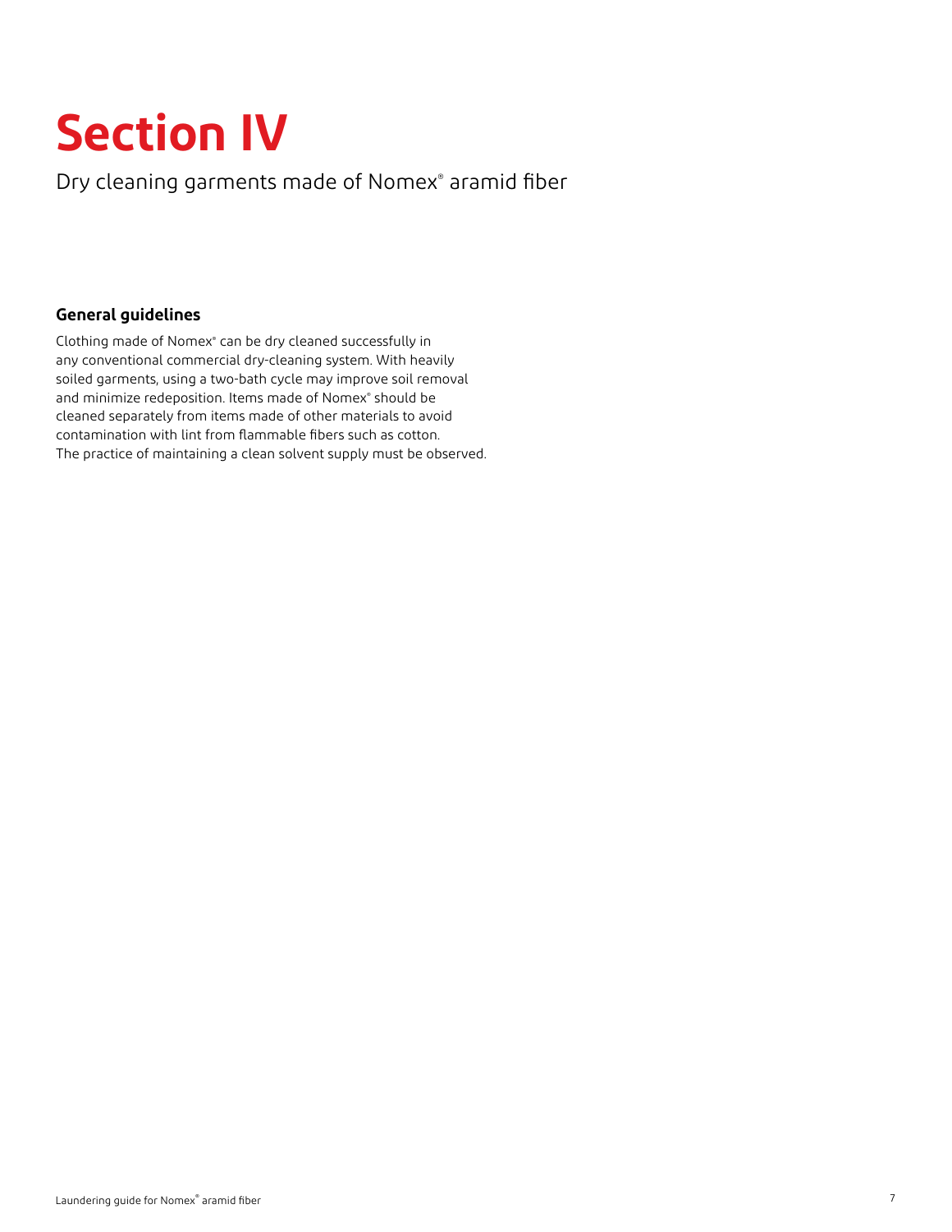# Section IV

Dry cleaning garments made of Nomex® aramid fiber

## General guidelines

Clothing made of Nomex® can be dry cleaned successfully in any conventional commercial dry-cleaning system. With heavily soiled garments, using a two-bath cycle may improve soil removal and minimize redeposition. Items made of Nomex® should be cleaned separately from items made of other materials to avoid contamination with lint from flammable fibers such as cotton. The practice of maintaining a clean solvent supply must be observed.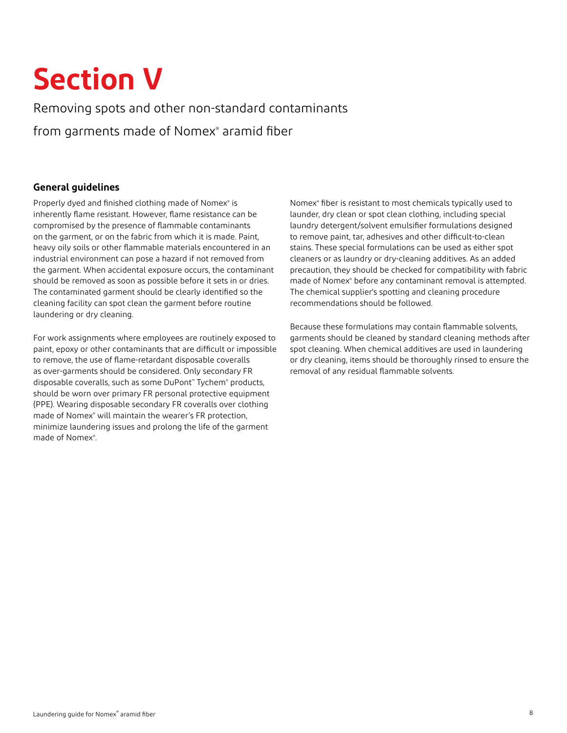# Section V

Removing spots and other non-standard contaminants from garments made of Nomex® aramid fiber

### General guidelines

Properly dyed and finished clothing made of Nomex® is inherently flame resistant. However, flame resistance can be compromised by the presence of flammable contaminants on the garment, or on the fabric from which it is made. Paint, heavy oily soils or other flammable materials encountered in an industrial environment can pose a hazard if not removed from the garment. When accidental exposure occurs, the contaminant should be removed as soon as possible before it sets in or dries. The contaminated garment should be clearly identified so the cleaning facility can spot clean the garment before routine laundering or dry cleaning.

For work assignments where employees are routinely exposed to paint, epoxy or other contaminants that are difficult or impossible to remove, the use of flame-retardant disposable coveralls as over-garments should be considered. Only secondary FR disposable coveralls, such as some DuPont™ Tychem® products, should be worn over primary FR personal protective equipment (PPE). Wearing disposable secondary FR coveralls over clothing made of Nomex® will maintain the wearer's FR protection, minimize laundering issues and prolong the life of the garment made of Nomex®.

Nomex® fiber is resistant to most chemicals typically used to launder, dry clean or spot clean clothing, including special laundry detergent/solvent emulsifier formulations designed to remove paint, tar, adhesives and other difficult-to-clean stains. These special formulations can be used as either spot cleaners or as laundry or dry-cleaning additives. As an added precaution, they should be checked for compatibility with fabric made of Nomex® before any contaminant removal is attempted. The chemical supplier's spotting and cleaning procedure recommendations should be followed.

Because these formulations may contain flammable solvents, garments should be cleaned by standard cleaning methods after spot cleaning. When chemical additives are used in laundering or dry cleaning, items should be thoroughly rinsed to ensure the removal of any residual flammable solvents.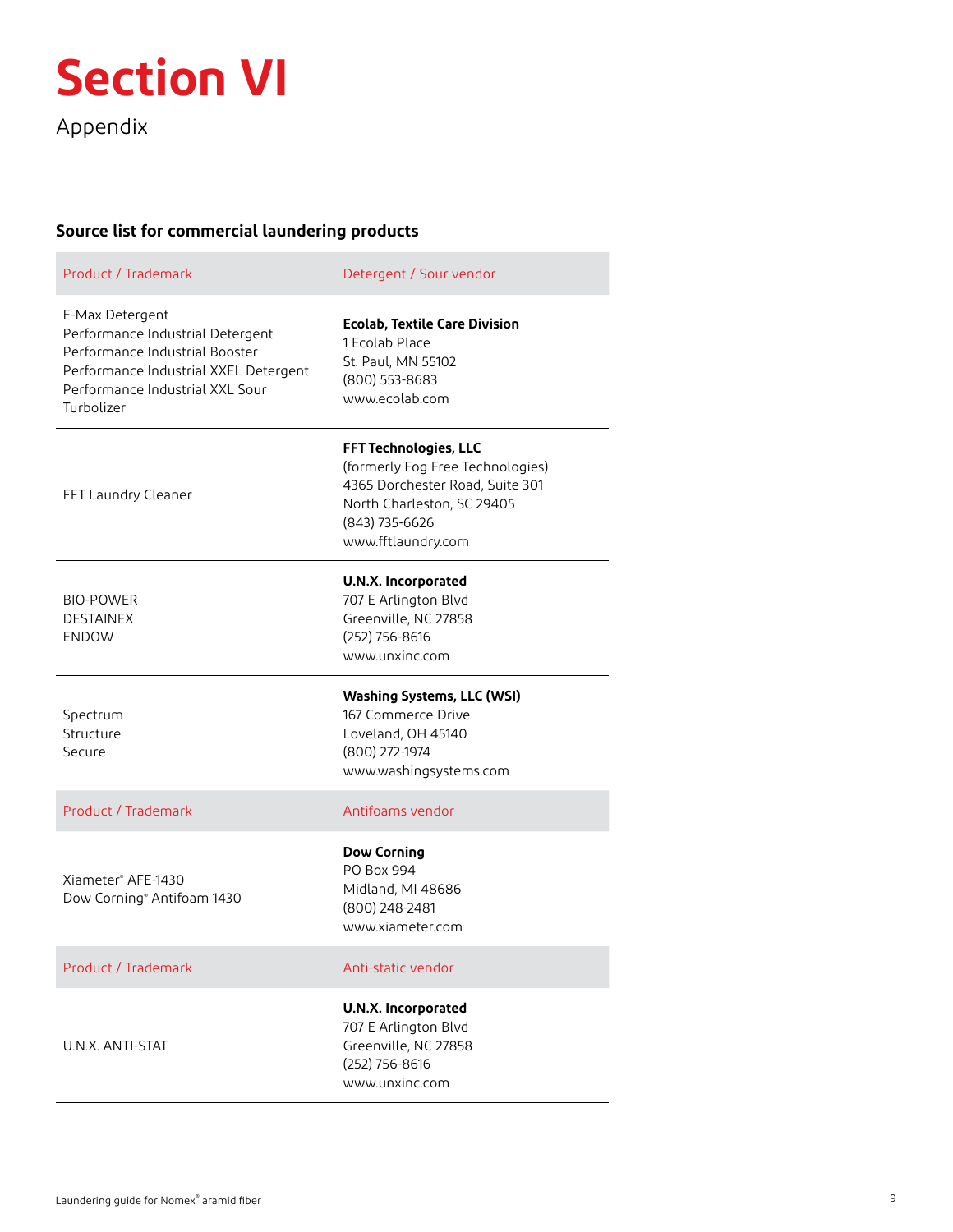# Section VI

Appendix

### Source list for commercial laundering products

| Product / Trademark | Detergent / Sour vendor |
| --- | --- |
| E-Max Detergent<br>Performance Industrial Detergent<br>Performance Industrial Booster<br>Performance Industrial XXEL Detergent<br>Performance Industrial XXL Sour<br>Turbolizer | **Ecolab, Textile Care Division**<br>1 Ecolab Place<br>St. Paul, MN 55102<br>(800) 553-8683<br>www.ecolab.com |
| FFT Laundry Cleaner | **FFT Technologies, LLC**<br>(formerly Fog Free Technologies)<br>4365 Dorchester Road, Suite 301<br>North Charleston, SC 29405<br>(843) 735-6626<br>www.fftlaundry.com |
| BIO-POWER<br>DESTAINEX<br>ENDOW | **U.N.X. Incorporated**<br>707 E Arlington Blvd<br>Greenville, NC 27858<br>(252) 756-8616<br>www.unxinc.com |
| Spectrum<br>Structure<br>Secure | **Washing Systems, LLC (WSI)**<br>167 Commerce Drive<br>Loveland, OH 45140<br>(800) 272-1974<br>www.washingsystems.com |
| **Product / Trademark** | **Antifoams vendor** |
| Xiameter® AFE-1430<br>Dow Corning® Antifoam 1430 | **Dow Corning**<br>PO Box 994<br>Midland, MI 48686<br>(800) 248-2481<br>www.xiameter.com |
| **Product / Trademark** | **Anti-static vendor** |
| U.N.X. ANTI-STAT | **U.N.X. Incorporated**<br>707 E Arlington Blvd<br>Greenville, NC 27858<br>(252) 756-8616<br>www.unxinc.com |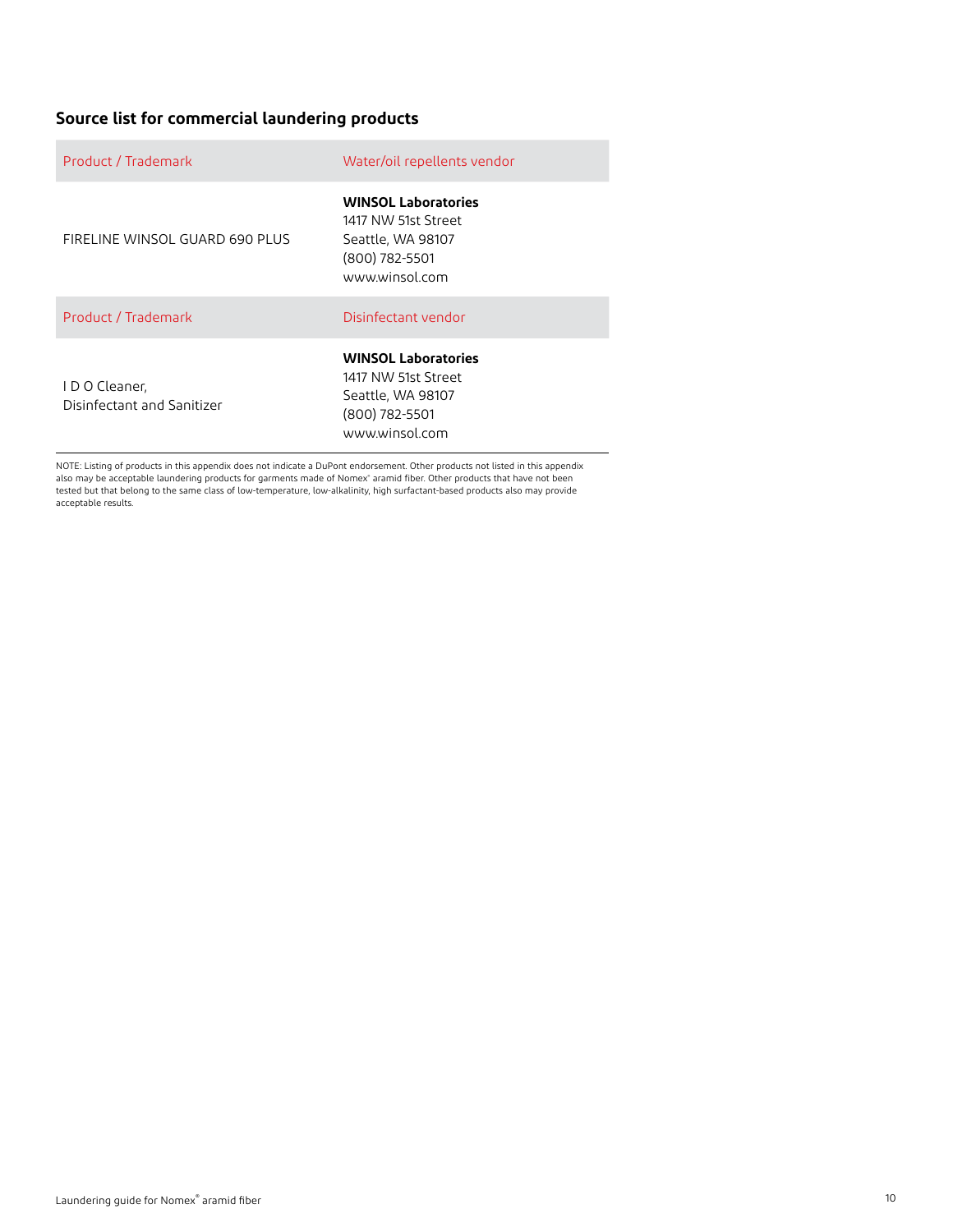## Source list for commercial laundering products

| Product / Trademark | Water/oil repellents vendor |
|---|---|
| FIRELINE WINSOL GUARD 690 PLUS | **WINSOL Laboratories**<br>1417 NW 51st Street<br>Seattle, WA 98107<br>(800) 782-5501<br>www.winsol.com |
| **Product / Trademark** | **Disinfectant vendor** |
| I D O Cleaner,<br>Disinfectant and Sanitizer | **WINSOL Laboratories**<br>1417 NW 51st Street<br>Seattle, WA 98107<br>(800) 782-5501<br>www.winsol.com |

NOTE: Listing of products in this appendix does not indicate a DuPont endorsement. Other products not listed in this appendix also may be acceptable laundering products for garments made of Nomex® aramid fiber. Other products that have not been tested but that belong to the same class of low-temperature, low-alkalinity, high surfactant-based products also may provide acceptable results.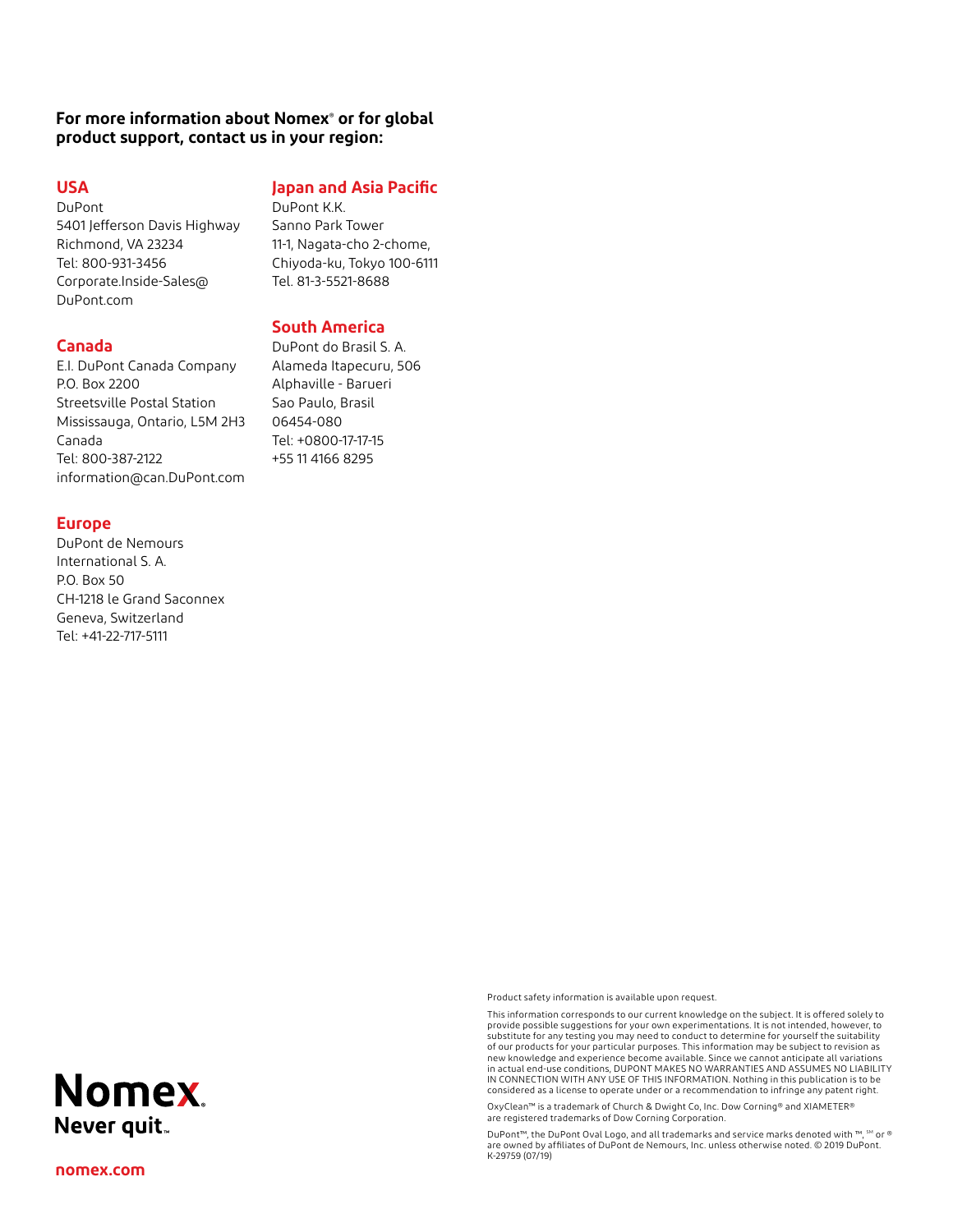**For more information about Nomex® or for global product support, contact us in your region:**

### USA

DuPont
5401 Jefferson Davis Highway
Richmond, VA 23234
Tel: 800-931-3456
Corporate.Inside-Sales@DuPont.com

### Canada

E.I. DuPont Canada Company
P.O. Box 2200
Streetsville Postal Station
Mississauga, Ontario, L5M 2H3
Canada
Tel: 800-387-2122
information@can.DuPont.com

### Europe

DuPont de Nemours
International S. A.
P.O. Box 50
CH-1218 le Grand Saconnex
Geneva, Switzerland
Tel: +41-22-717-5111

### Japan and Asia Pacific

DuPont K.K.
Sanno Park Tower
11-1, Nagata-cho 2-chome,
Chiyoda-ku, Tokyo 100-6111
Tel. 81-3-5521-8688

### South America

DuPont do Brasil S. A.
Alameda Itapecuru, 506
Alphaville - Barueri
Sao Paulo, Brasil
06454-080
Tel: +0800-17-17-15
+55 11 4166 8295

Product safety information is available upon request.

This information corresponds to our current knowledge on the subject. It is offered solely to provide possible suggestions for your own experimentations. It is not intended, however, to substitute for any testing you may need to conduct to determine for yourself the suitability of our products for your particular purposes. This information may be subject to revision as new knowledge and experience become available. Since we cannot anticipate all variations in actual end-use conditions, DUPONT MAKES NO WARRANTIES AND ASSUMES NO LIABILITY IN CONNECTION WITH ANY USE OF THIS INFORMATION. Nothing in this publication is to be considered as a license to operate under or a recommendation to infringe any patent right.

OxyClean™ is a trademark of Church & Dwight Co, Inc. Dow Corning® and XIAMETER® are registered trademarks of Dow Corning Corporation.

DuPont™, the DuPont Oval Logo, and all trademarks and service marks denoted with ™, SM or ® are owned by affiliates of DuPont de Nemours, Inc. unless otherwise noted. © 2019 DuPont.
K-29759 (07/19)

**Nomex.**
**Never quit.**

**nomex.com**